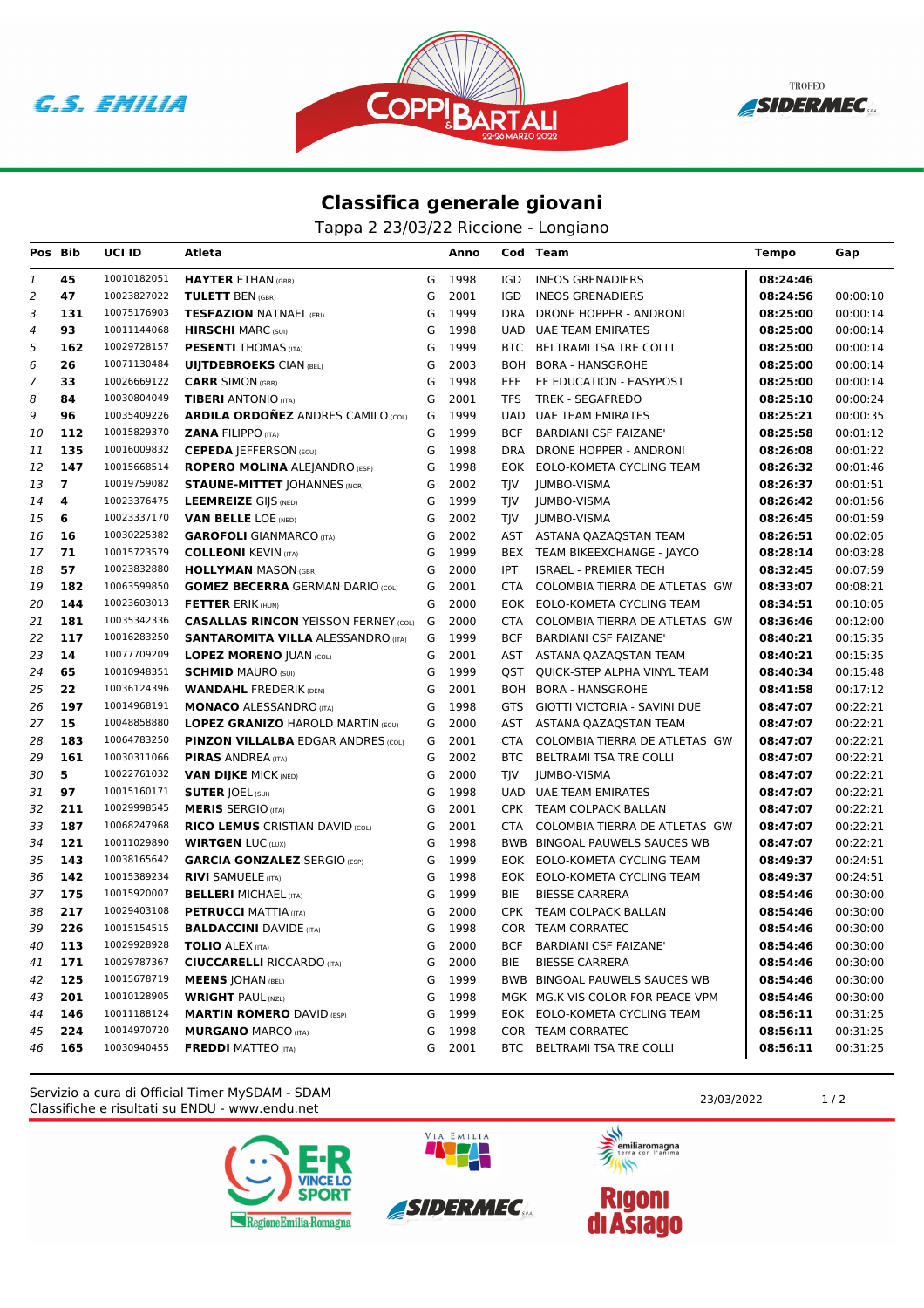# Classifica generale giovani

Tappa 2 23/03/22 Riccione - Longiano

| Pos | Bib | UCI ID | Atleta | | Anno | Cod | Team | Tempo | Gap |
|---|---|---|---|---|---|---|---|---|---|
| 1 | 45 | 10010182051 | **HAYTER** ETHAN (GBR) | G | 1998 | IGD | INEOS GRENADIERS | 08:24:46 | |
| 2 | 47 | 10023827022 | **TULETT** BEN (GBR) | G | 2001 | IGD | INEOS GRENADIERS | 08:24:56 | 00:00:10 |
| 3 | 131 | 10075176903 | **TESFAZION** NATNAEL (ERI) | G | 1999 | DRA | DRONE HOPPER - ANDRONI | 08:25:00 | 00:00:14 |
| 4 | 93 | 10011144068 | **HIRSCHI** MARC (SUI) | G | 1998 | UAD | UAE TEAM EMIRATES | 08:25:00 | 00:00:14 |
| 5 | 162 | 10029728157 | **PESENTI** THOMAS (ITA) | G | 1999 | BTC | BELTRAMI TSA TRE COLLI | 08:25:00 | 00:00:14 |
| 6 | 26 | 10071130484 | **UIJTDEBROEKS** CIAN (BEL) | G | 2003 | BOH | BORA - HANSGROHE | 08:25:00 | 00:00:14 |
| 7 | 33 | 10026669122 | **CARR** SIMON (GBR) | G | 1998 | EFE | EF EDUCATION - EASYPOST | 08:25:00 | 00:00:14 |
| 8 | 84 | 10030804049 | **TIBERI** ANTONIO (ITA) | G | 2001 | TFS | TREK - SEGAFREDO | 08:25:10 | 00:00:24 |
| 9 | 96 | 10035409226 | **ARDILA ORDOÑEZ** ANDRES CAMILO (COL) | G | 1999 | UAD | UAE TEAM EMIRATES | 08:25:21 | 00:00:35 |
| 10 | 112 | 10015829370 | **ZANA** FILIPPO (ITA) | G | 1999 | BCF | BARDIANI CSF FAIZANE' | 08:25:58 | 00:01:12 |
| 11 | 135 | 10016009832 | **CEPEDA** JEFFERSON (ECU) | G | 1998 | DRA | DRONE HOPPER - ANDRONI | 08:26:08 | 00:01:22 |
| 12 | 147 | 10015668514 | **ROPERO MOLINA** ALEJANDRO (ESP) | G | 1998 | EOK | EOLO-KOMETA CYCLING TEAM | 08:26:32 | 00:01:46 |
| 13 | 7 | 10019759082 | **STAUNE-MITTET** JOHANNES (NOR) | G | 2002 | TJV | JUMBO-VISMA | 08:26:37 | 00:01:51 |
| 14 | 4 | 10023376475 | **LEEMREIZE** GIJS (NED) | G | 1999 | TJV | JUMBO-VISMA | 08:26:42 | 00:01:56 |
| 15 | 6 | 10023337170 | **VAN BELLE** LOE (NED) | G | 2002 | TJV | JUMBO-VISMA | 08:26:45 | 00:01:59 |
| 16 | 16 | 10030225382 | **GAROFOLI** GIANMARCO (ITA) | G | 2002 | AST | ASTANA QAZAQSTAN TEAM | 08:26:51 | 00:02:05 |
| 17 | 71 | 10015723579 | **COLLEONI** KEVIN (ITA) | G | 1999 | BEX | TEAM BIKEEXCHANGE - JAYCO | 08:28:14 | 00:03:28 |
| 18 | 57 | 10023832880 | **HOLLYMAN** MASON (GBR) | G | 2000 | IPT | ISRAEL - PREMIER TECH | 08:32:45 | 00:07:59 |
| 19 | 182 | 10063599850 | **GOMEZ BECERRA** GERMAN DARIO (COL) | G | 2001 | CTA | COLOMBIA TIERRA DE ATLETAS GW | 08:33:07 | 00:08:21 |
| 20 | 144 | 10023603013 | **FETTER** ERIK (HUN) | G | 2000 | EOK | EOLO-KOMETA CYCLING TEAM | 08:34:51 | 00:10:05 |
| 21 | 181 | 10035342336 | **CASALLAS RINCON** YEISSON FERNEY (COL) | G | 2000 | CTA | COLOMBIA TIERRA DE ATLETAS GW | 08:36:46 | 00:12:00 |
| 22 | 117 | 10016283250 | **SANTAROMITA VILLA** ALESSANDRO (ITA) | G | 1999 | BCF | BARDIANI CSF FAIZANE' | 08:40:21 | 00:15:35 |
| 23 | 14 | 10077709209 | **LOPEZ MORENO** JUAN (COL) | G | 2001 | AST | ASTANA QAZAQSTAN TEAM | 08:40:21 | 00:15:35 |
| 24 | 65 | 10010948351 | **SCHMID** MAURO (SUI) | G | 1999 | QST | QUICK-STEP ALPHA VINYL TEAM | 08:40:34 | 00:15:48 |
| 25 | 22 | 10036124396 | **WANDAHL** FREDERIK (DEN) | G | 2001 | BOH | BORA - HANSGROHE | 08:41:58 | 00:17:12 |
| 26 | 197 | 10014968191 | **MONACO** ALESSANDRO (ITA) | G | 1998 | GTS | GIOTTI VICTORIA - SAVINI DUE | 08:47:07 | 00:22:21 |
| 27 | 15 | 10048858880 | **LOPEZ GRANIZO** HAROLD MARTIN (ECU) | G | 2000 | AST | ASTANA QAZAQSTAN TEAM | 08:47:07 | 00:22:21 |
| 28 | 183 | 10064783250 | **PINZON VILLALBA** EDGAR ANDRES (COL) | G | 2001 | CTA | COLOMBIA TIERRA DE ATLETAS GW | 08:47:07 | 00:22:21 |
| 29 | 161 | 10030311066 | **PIRAS** ANDREA (ITA) | G | 2002 | BTC | BELTRAMI TSA TRE COLLI | 08:47:07 | 00:22:21 |
| 30 | 5 | 10022761032 | **VAN DIJKE** MICK (NED) | G | 2000 | TJV | JUMBO-VISMA | 08:47:07 | 00:22:21 |
| 31 | 97 | 10015160171 | **SUTER** JOEL (SUI) | G | 1998 | UAD | UAE TEAM EMIRATES | 08:47:07 | 00:22:21 |
| 32 | 211 | 10029998545 | **MERIS** SERGIO (ITA) | G | 2001 | CPK | TEAM COLPACK BALLAN | 08:47:07 | 00:22:21 |
| 33 | 187 | 10068247968 | **RICO LEMUS** CRISTIAN DAVID (COL) | G | 2001 | CTA | COLOMBIA TIERRA DE ATLETAS GW | 08:47:07 | 00:22:21 |
| 34 | 121 | 10011029890 | **WIRTGEN** LUC (LUX) | G | 1998 | BWB | BINGOAL PAUWELS SAUCES WB | 08:47:07 | 00:22:21 |
| 35 | 143 | 10038165642 | **GARCIA GONZALEZ** SERGIO (ESP) | G | 1999 | EOK | EOLO-KOMETA CYCLING TEAM | 08:49:37 | 00:24:51 |
| 36 | 142 | 10015389234 | **RIVI** SAMUELE (ITA) | G | 1998 | EOK | EOLO-KOMETA CYCLING TEAM | 08:49:37 | 00:24:51 |
| 37 | 175 | 10015920007 | **BELLERI** MICHAEL (ITA) | G | 1999 | BIE | BIESSE CARRERA | 08:54:46 | 00:30:00 |
| 38 | 217 | 10029403108 | **PETRUCCI** MATTIA (ITA) | G | 2000 | CPK | TEAM COLPACK BALLAN | 08:54:46 | 00:30:00 |
| 39 | 226 | 10015154515 | **BALDACCINI** DAVIDE (ITA) | G | 1998 | COR | TEAM CORRATEC | 08:54:46 | 00:30:00 |
| 40 | 113 | 10029928928 | **TOLIO** ALEX (ITA) | G | 2000 | BCF | BARDIANI CSF FAIZANE' | 08:54:46 | 00:30:00 |
| 41 | 171 | 10029787367 | **CIUCCARELLI** RICCARDO (ITA) | G | 2000 | BIE | BIESSE CARRERA | 08:54:46 | 00:30:00 |
| 42 | 125 | 10015678719 | **MEENS** JOHAN (BEL) | G | 1999 | BWB | BINGOAL PAUWELS SAUCES WB | 08:54:46 | 00:30:00 |
| 43 | 201 | 10010128905 | **WRIGHT** PAUL (NZL) | G | 1998 | MGK | MG.K VIS COLOR FOR PEACE VPM | 08:54:46 | 00:30:00 |
| 44 | 146 | 10011188124 | **MARTIN ROMERO** DAVID (ESP) | G | 1999 | EOK | EOLO-KOMETA CYCLING TEAM | 08:56:11 | 00:31:25 |
| 45 | 224 | 10014970720 | **MURGANO** MARCO (ITA) | G | 1998 | COR | TEAM CORRATEC | 08:56:11 | 00:31:25 |
| 46 | 165 | 10030940455 | **FREDDI** MATTEO (ITA) | G | 2001 | BTC | BELTRAMI TSA TRE COLLI | 08:56:11 | 00:31:25 |

Servizio a cura di Official Timer MySDAM - SDAM
Classifiche e risultati su ENDU - www.endu.net

23/03/2022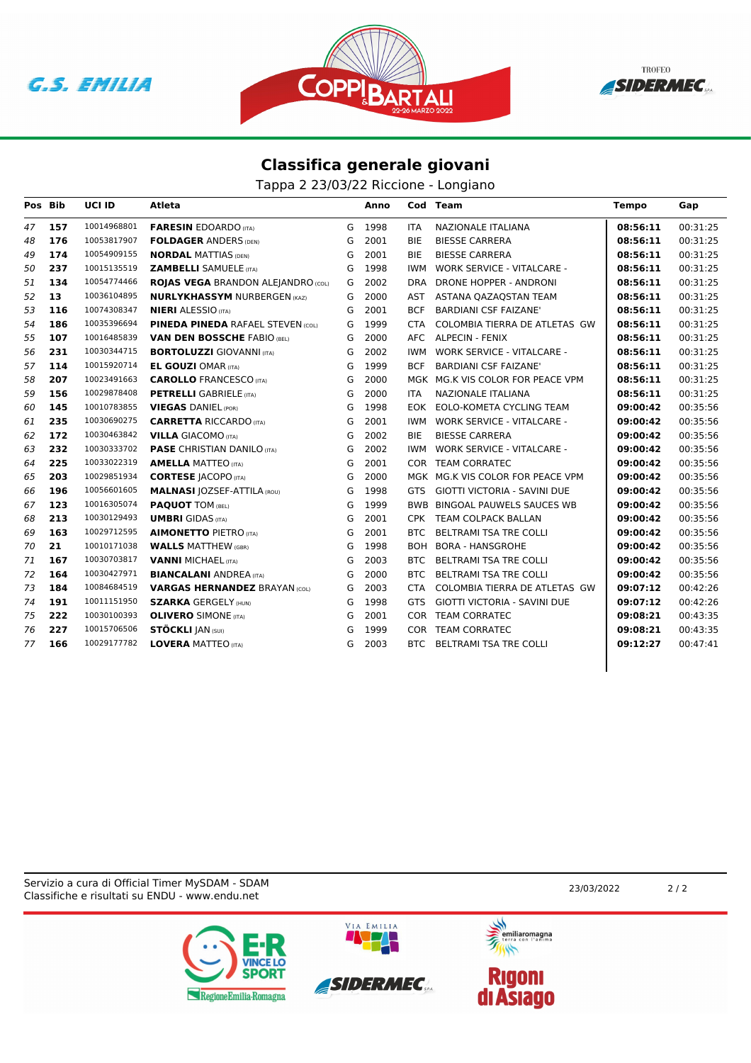## Classifica generale giovani

Tappa 2 23/03/22 Riccione - Longiano

| Pos | Bib | UCI ID | Atleta | | Anno | Cod | Team | Tempo | Gap |
|---|---|---|---|---|---|---|---|---|---|
| 47 | 157 | 10014968801 | **FARESIN** EDOARDO (ITA) | G | 1998 | ITA | NAZIONALE ITALIANA | **08:56:11** | 00:31:25 |
| 48 | 176 | 10053817907 | **FOLDAGER** ANDERS (DEN) | G | 2001 | BIE | BIESSE CARRERA | **08:56:11** | 00:31:25 |
| 49 | 174 | 10054909155 | **NORDAL** MATTIAS (DEN) | G | 2001 | BIE | BIESSE CARRERA | **08:56:11** | 00:31:25 |
| 50 | 237 | 10015135519 | **ZAMBELLI** SAMUELE (ITA) | G | 1998 | IWM | WORK SERVICE - VITALCARE - | **08:56:11** | 00:31:25 |
| 51 | 134 | 10054774466 | **ROJAS VEGA** BRANDON ALEJANDRO (COL) | G | 2002 | DRA | DRONE HOPPER - ANDRONI | **08:56:11** | 00:31:25 |
| 52 | 13 | 10036104895 | **NURLYKHASSYM** NURBERGEN (KAZ) | G | 2000 | AST | ASTANA QAZAQSTAN TEAM | **08:56:11** | 00:31:25 |
| 53 | 116 | 10074308347 | **NIERI** ALESSIO (ITA) | G | 2001 | BCF | BARDIANI CSF FAIZANE' | **08:56:11** | 00:31:25 |
| 54 | 186 | 10035396694 | **PINEDA PINEDA** RAFAEL STEVEN (COL) | G | 1999 | CTA | COLOMBIA TIERRA DE ATLETAS GW | **08:56:11** | 00:31:25 |
| 55 | 107 | 10016485839 | **VAN DEN BOSSCHE** FABIO (BEL) | G | 2000 | AFC | ALPECIN - FENIX | **08:56:11** | 00:31:25 |
| 56 | 231 | 10030344715 | **BORTOLUZZI** GIOVANNI (ITA) | G | 2002 | IWM | WORK SERVICE - VITALCARE - | **08:56:11** | 00:31:25 |
| 57 | 114 | 10015920714 | **EL GOUZI** OMAR (ITA) | G | 1999 | BCF | BARDIANI CSF FAIZANE' | **08:56:11** | 00:31:25 |
| 58 | 207 | 10023491663 | **CAROLLO** FRANCESCO (ITA) | G | 2000 | MGK | MG.K VIS COLOR FOR PEACE VPM | **08:56:11** | 00:31:25 |
| 59 | 156 | 10029878408 | **PETRELLI** GABRIELE (ITA) | G | 2000 | ITA | NAZIONALE ITALIANA | **08:56:11** | 00:31:25 |
| 60 | 145 | 10010783855 | **VIEGAS** DANIEL (POR) | G | 1998 | EOK | EOLO-KOMETA CYCLING TEAM | **09:00:42** | 00:35:56 |
| 61 | 235 | 10030690275 | **CARRETTA** RICCARDO (ITA) | G | 2001 | IWM | WORK SERVICE - VITALCARE - | **09:00:42** | 00:35:56 |
| 62 | 172 | 10030463842 | **VILLA** GIACOMO (ITA) | G | 2002 | BIE | BIESSE CARRERA | **09:00:42** | 00:35:56 |
| 63 | 232 | 10030333702 | **PASE** CHRISTIAN DANILO (ITA) | G | 2002 | IWM | WORK SERVICE - VITALCARE - | **09:00:42** | 00:35:56 |
| 64 | 225 | 10033022319 | **AMELLA** MATTEO (ITA) | G | 2001 | COR | TEAM CORRATEC | **09:00:42** | 00:35:56 |
| 65 | 203 | 10029851934 | **CORTESE** JACOPO (ITA) | G | 2000 | MGK | MG.K VIS COLOR FOR PEACE VPM | **09:00:42** | 00:35:56 |
| 66 | 196 | 10056601605 | **MALNASI** JOZSEF-ATTILA (ROU) | G | 1998 | GTS | GIOTTI VICTORIA - SAVINI DUE | **09:00:42** | 00:35:56 |
| 67 | 123 | 10016305074 | **PAQUOT** TOM (BEL) | G | 1999 | BWB | BINGOAL PAUWELS SAUCES WB | **09:00:42** | 00:35:56 |
| 68 | 213 | 10030129493 | **UMBRI** GIDAS (ITA) | G | 2001 | CPK | TEAM COLPACK BALLAN | **09:00:42** | 00:35:56 |
| 69 | 163 | 10029712595 | **AIMONETTO** PIETRO (ITA) | G | 2001 | BTC | BELTRAMI TSA TRE COLLI | **09:00:42** | 00:35:56 |
| 70 | 21 | 10010171038 | **WALLS** MATTHEW (GBR) | G | 1998 | BOH | BORA - HANSGROHE | **09:00:42** | 00:35:56 |
| 71 | 167 | 10030703817 | **VANNI** MICHAEL (ITA) | G | 2003 | BTC | BELTRAMI TSA TRE COLLI | **09:00:42** | 00:35:56 |
| 72 | 164 | 10030427971 | **BIANCALANI** ANDREA (ITA) | G | 2000 | BTC | BELTRAMI TSA TRE COLLI | **09:00:42** | 00:35:56 |
| 73 | 184 | 10084684519 | **VARGAS HERNANDEZ** BRAYAN (COL) | G | 2003 | CTA | COLOMBIA TIERRA DE ATLETAS GW | **09:07:12** | 00:42:26 |
| 74 | 191 | 10011151950 | **SZARKA** GERGELY (HUN) | G | 1998 | GTS | GIOTTI VICTORIA - SAVINI DUE | **09:07:12** | 00:42:26 |
| 75 | 222 | 10030100393 | **OLIVERO** SIMONE (ITA) | G | 2001 | COR | TEAM CORRATEC | **09:08:21** | 00:43:35 |
| 76 | 227 | 10015706506 | **STÖCKLI** JAN (SUI) | G | 1999 | COR | TEAM CORRATEC | **09:08:21** | 00:43:35 |
| 77 | 166 | 10029177782 | **LOVERA** MATTEO (ITA) | G | 2003 | BTC | BELTRAMI TSA TRE COLLI | **09:12:27** | 00:47:41 |

Servizio a cura di Official Timer MySDAM - SDAM
Classifiche e risultati su ENDU - www.endu.net

23/03/2022